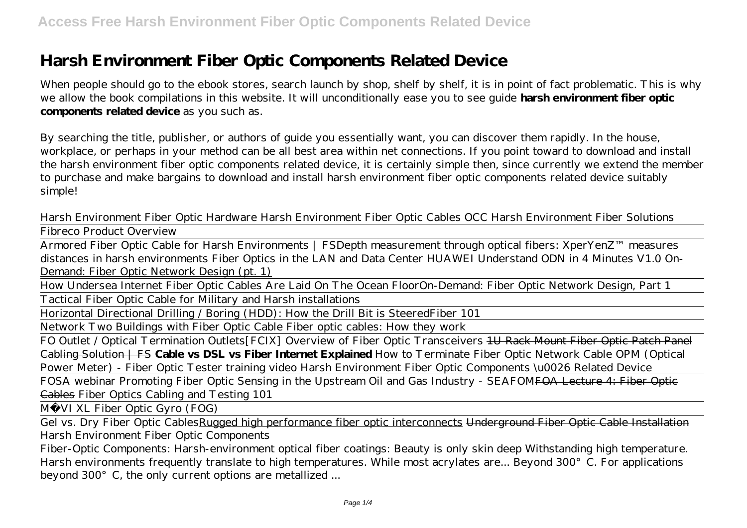# Harsh Environment Fiber Optic Components Related Device

When people should go to the ebook stores, search launch by shop, shelf by shelf, it is in point of fact problematic. This is why we allow the book compilations in this website. It will unconditionally ease you to see guide **harsh environment fiber optic components related device** as you such as.

By searching the title, publisher, or authors of guide you essentially want, you can discover them rapidly. In the house, workplace, or perhaps in your method can be all best area within net connections. If you point toward to download and install the harsh environment fiber optic components related device, it is certainly simple then, since currently we extend the member to purchase and make bargains to download and install harsh environment fiber optic components related device suitably simple!

*Harsh Environment Fiber Optic Hardware Harsh Environment Fiber Optic Cables OCC Harsh Environment Fiber Solutions*

Fibreco Product Overview

Armored Fiber Optic Cable for Harsh Environments | FS*Depth measurement through optical fibers: XperYenZ™ measures distances in harsh environments Fiber Optics in the LAN and Data Center* HUAWEI Understand ODN in 4 Minutes V1.0 On-Demand: Fiber Optic Network Design (pt. 1)

How Undersea Internet Fiber Optic Cables Are Laid On The Ocean Floor*On-Demand: Fiber Optic Network Design, Part 1*

Tactical Fiber Optic Cable for Military and Harsh installations

Horizontal Directional Drilling / Boring (HDD): How the Drill Bit is Steered*Fiber 101*

Network Two Buildings with Fiber Optic Cable *Fiber optic cables: How they work*

FO Outlet / Optical Termination Outlets*[FCIX] Overview of Fiber Optic Transceivers* ~~1U Rack Mount Fiber Optic Patch Panel Cabling Solution | FS~~ **Cable vs DSL vs Fiber Internet Explained** *How to Terminate Fiber Optic Network Cable OPM (Optical Power Meter) - Fiber Optic Tester training video* Harsh Environment Fiber Optic Components \u0026 Related Device

FOSA webinar Promoting Fiber Optic Sensing in the Upstream Oil and Gas Industry - SEAFOM~~FOA Lecture 4: Fiber Optic Cables~~ *Fiber Optics Cabling and Testing 101*

MÖVI XL Fiber Optic Gyro (FOG)

Gel vs. Dry Fiber Optic CablesRugged high performance fiber optic interconnects ~~Underground Fiber Optic Cable Installation~~ *Harsh Environment Fiber Optic Components*

Fiber-Optic Components: Harsh-environment optical fiber coatings: Beauty is only skin deep Withstanding high temperature. Harsh environments frequently translate to high temperatures. While most acrylates are... Beyond 300°C. For applications beyond 300°C, the only current options are metallized ...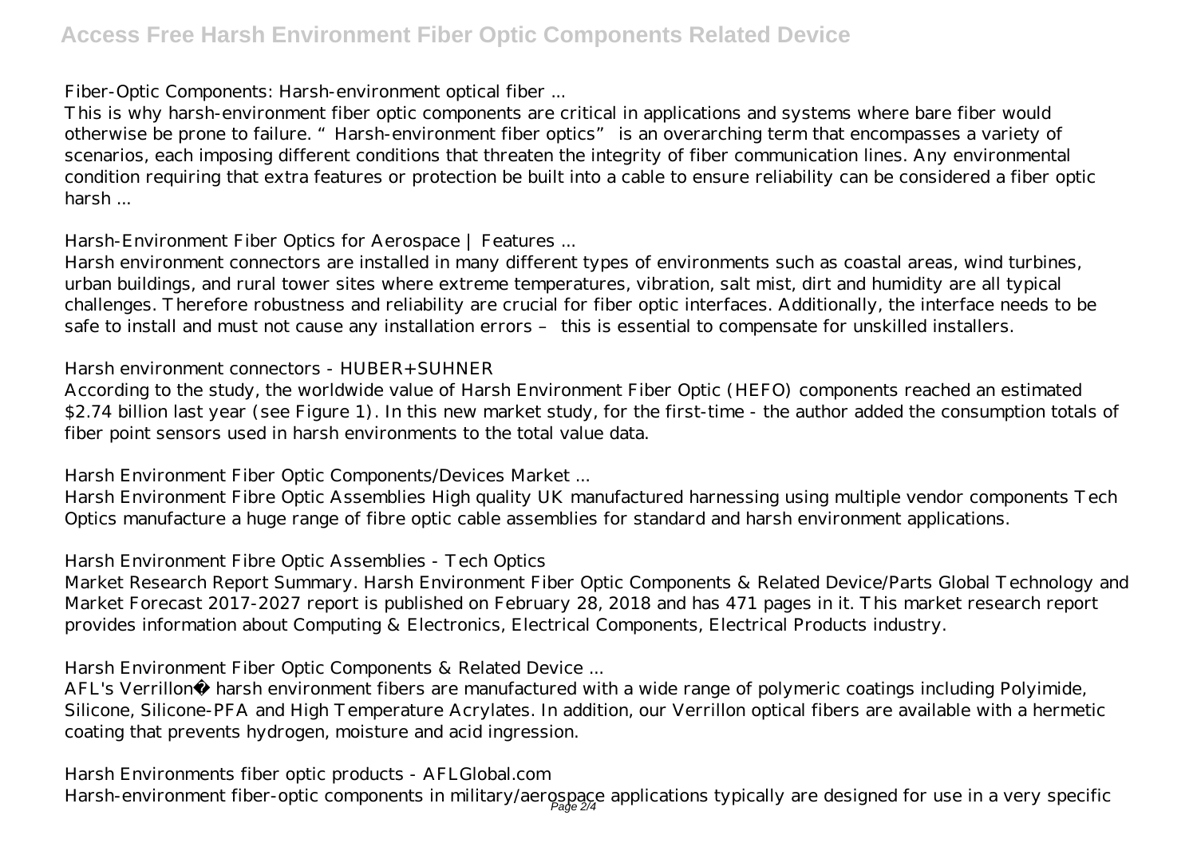### Fiber-Optic Components: Harsh-environment optical fiber ...

This is why harsh-environment fiber optic components are critical in applications and systems where bare fiber would otherwise be prone to failure. "Harsh-environment fiber optics" is an overarching term that encompasses a variety of scenarios, each imposing different conditions that threaten the integrity of fiber communication lines. Any environmental condition requiring that extra features or protection be built into a cable to ensure reliability can be considered a fiber optic harsh ...

### Harsh-Environment Fiber Optics for Aerospace | Features ...

Harsh environment connectors are installed in many different types of environments such as coastal areas, wind turbines, urban buildings, and rural tower sites where extreme temperatures, vibration, salt mist, dirt and humidity are all typical challenges. Therefore robustness and reliability are crucial for fiber optic interfaces. Additionally, the interface needs to be safe to install and must not cause any installation errors – this is essential to compensate for unskilled installers.

### Harsh environment connectors - HUBER+SUHNER

According to the study, the worldwide value of Harsh Environment Fiber Optic (HEFO) components reached an estimated $2.74 billion last year (see Figure 1). In this new market study, for the first-time - the author added the consumption totals of fiber point sensors used in harsh environments to the total value data.

### Harsh Environment Fiber Optic Components/Devices Market ...

Harsh Environment Fibre Optic Assemblies High quality UK manufactured harnessing using multiple vendor components Tech Optics manufacture a huge range of fibre optic cable assemblies for standard and harsh environment applications.

### Harsh Environment Fibre Optic Assemblies - Tech Optics

Market Research Report Summary. Harsh Environment Fiber Optic Components & Related Device/Parts Global Technology and Market Forecast 2017-2027 report is published on February 28, 2018 and has 471 pages in it. This market research report provides information about Computing & Electronics, Electrical Components, Electrical Products industry.

### Harsh Environment Fiber Optic Components & Related Device ...

AFL's Verrillon® harsh environment fibers are manufactured with a wide range of polymeric coatings including Polyimide, Silicone, Silicone-PFA and High Temperature Acrylates. In addition, our Verrillon optical fibers are available with a hermetic coating that prevents hydrogen, moisture and acid ingression.

### Harsh Environments fiber optic products - AFLGlobal.com

Harsh-environment fiber-optic components in military/aerospace applications typically are designed for use in a very specific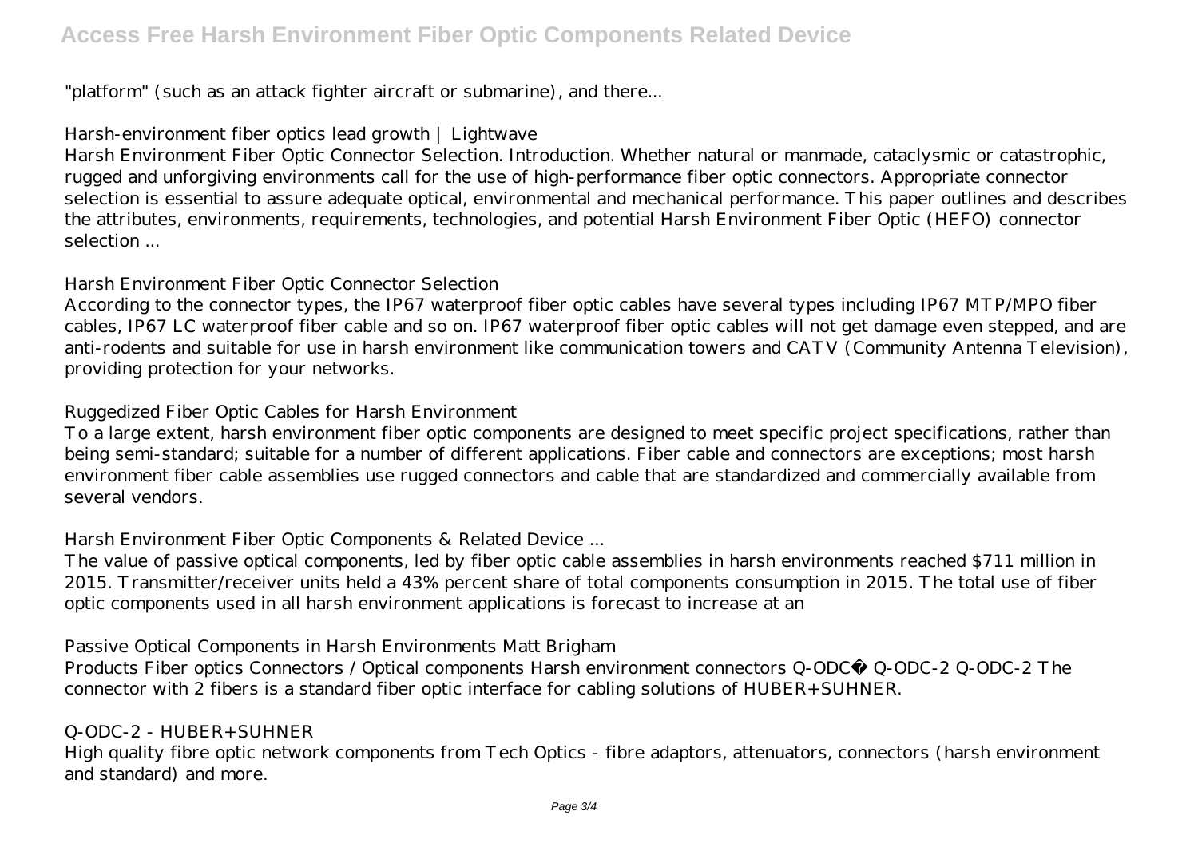"platform" (such as an attack fighter aircraft or submarine), and there...

## Harsh-environment fiber optics lead growth | Lightwave

Harsh Environment Fiber Optic Connector Selection. Introduction. Whether natural or manmade, cataclysmic or catastrophic, rugged and unforgiving environments call for the use of high-performance fiber optic connectors. Appropriate connector selection is essential to assure adequate optical, environmental and mechanical performance. This paper outlines and describes the attributes, environments, requirements, technologies, and potential Harsh Environment Fiber Optic (HEFO) connector selection ...

## Harsh Environment Fiber Optic Connector Selection

According to the connector types, the IP67 waterproof fiber optic cables have several types including IP67 MTP/MPO fiber cables, IP67 LC waterproof fiber cable and so on. IP67 waterproof fiber optic cables will not get damage even stepped, and are anti-rodents and suitable for use in harsh environment like communication towers and CATV (Community Antenna Television), providing protection for your networks.

## Ruggedized Fiber Optic Cables for Harsh Environment

To a large extent, harsh environment fiber optic components are designed to meet specific project specifications, rather than being semi-standard; suitable for a number of different applications. Fiber cable and connectors are exceptions; most harsh environment fiber cable assemblies use rugged connectors and cable that are standardized and commercially available from several vendors.

## Harsh Environment Fiber Optic Components & Related Device ...

The value of passive optical components, led by fiber optic cable assemblies in harsh environments reached $711 million in 2015. Transmitter/receiver units held a 43% percent share of total components consumption in 2015. The total use of fiber optic components used in all harsh environment applications is forecast to increase at an

## Passive Optical Components in Harsh Environments Matt Brigham

Products Fiber optics Connectors / Optical components Harsh environment connectors Q-ODC® Q-ODC-2 Q-ODC-2 The connector with 2 fibers is a standard fiber optic interface for cabling solutions of HUBER+SUHNER.

## Q-ODC-2 - HUBER+SUHNER

High quality fibre optic network components from Tech Optics - fibre adaptors, attenuators, connectors (harsh environment and standard) and more.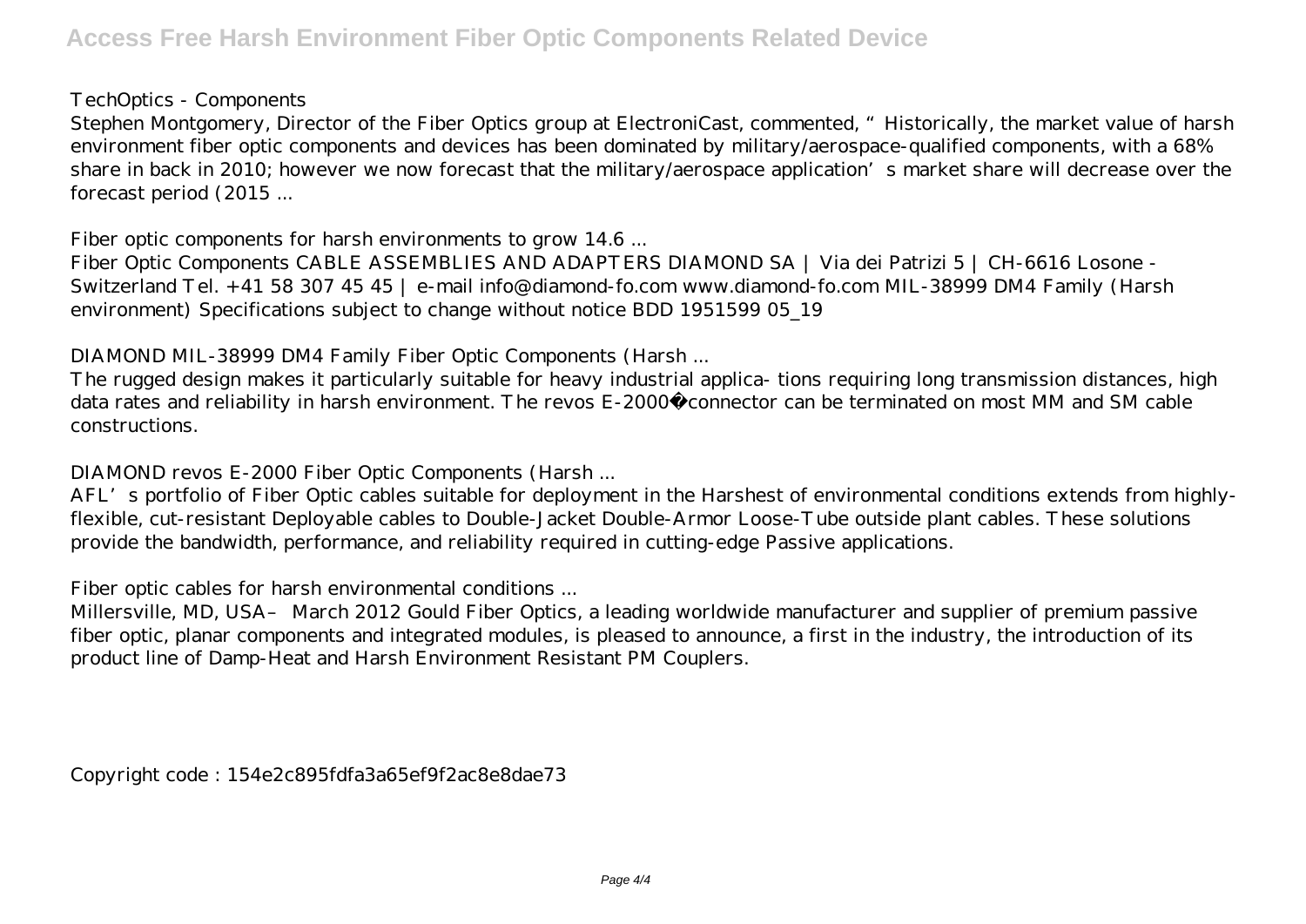TechOptics - Components

Stephen Montgomery, Director of the Fiber Optics group at ElectroniCast, commented, "Historically, the market value of harsh environment fiber optic components and devices has been dominated by military/aerospace-qualified components, with a 68% share in back in 2010; however we now forecast that the military/aerospace application's market share will decrease over the forecast period (2015 ...

Fiber optic components for harsh environments to grow 14.6 ...

Fiber Optic Components CABLE ASSEMBLIES AND ADAPTERS DIAMOND SA | Via dei Patrizi 5 | CH-6616 Losone - Switzerland Tel. +41 58 307 45 45 | e-mail info@diamond-fo.com www.diamond-fo.com MIL-38999 DM4 Family (Harsh environment) Specifications subject to change without notice BDD 1951599 05_19

DIAMOND MIL-38999 DM4 Family Fiber Optic Components (Harsh ...

The rugged design makes it particularly suitable for heavy industrial applica- tions requiring long transmission distances, high data rates and reliability in harsh environment. The revos E-2000� connector can be terminated on most MM and SM cable constructions.

DIAMOND revos E-2000 Fiber Optic Components (Harsh ...

AFL's portfolio of Fiber Optic cables suitable for deployment in the Harshest of environmental conditions extends from highly-flexible, cut-resistant Deployable cables to Double-Jacket Double-Armor Loose-Tube outside plant cables. These solutions provide the bandwidth, performance, and reliability required in cutting-edge Passive applications.

Fiber optic cables for harsh environmental conditions ...

Millersville, MD, USA– March 2012 Gould Fiber Optics, a leading worldwide manufacturer and supplier of premium passive fiber optic, planar components and integrated modules, is pleased to announce, a first in the industry, the introduction of its product line of Damp-Heat and Harsh Environment Resistant PM Couplers.

Copyright code : 154e2c895fdfa3a65ef9f2ac8e8dae73